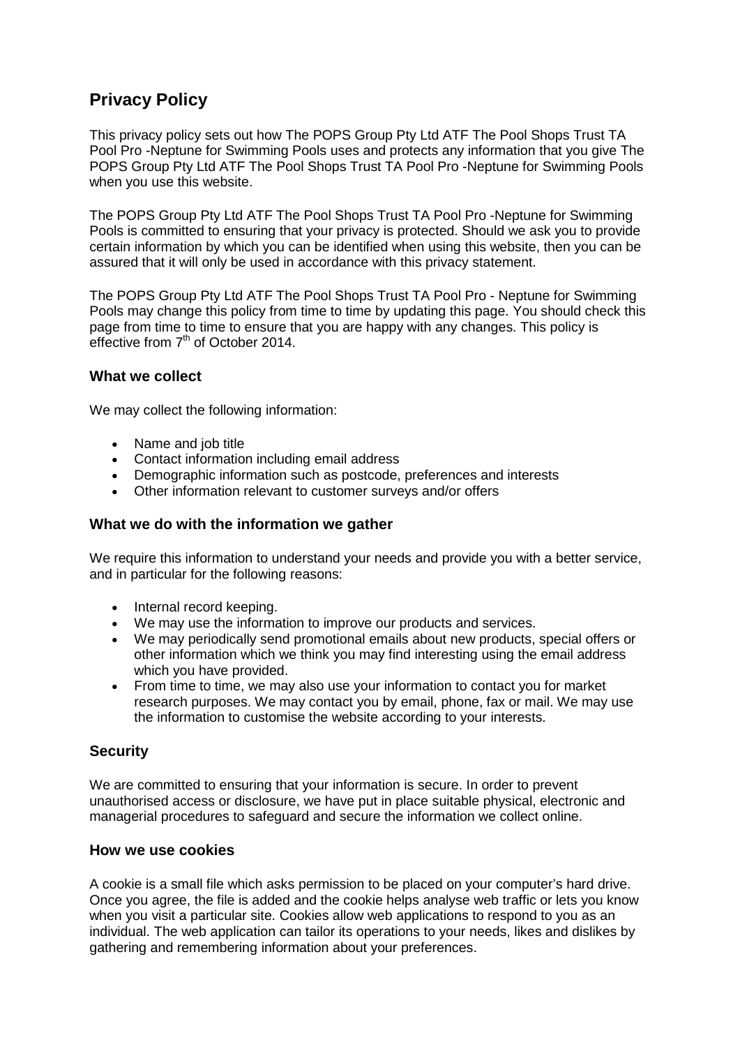# Privacy Policy

This privacy policy sets out how The POPS Group Pty Ltd ATF The Pool Shops Trust TA Pool Pro -Neptune for Swimming Pools uses and protects any information that you give The POPS Group Pty Ltd ATF The Pool Shops Trust TA Pool Pro -Neptune for Swimming Pools when you use this website.

The POPS Group Pty Ltd ATF The Pool Shops Trust TA Pool Pro -Neptune for Swimming Pools is committed to ensuring that your privacy is protected. Should we ask you to provide certain information by which you can be identified when using this website, then you can be assured that it will only be used in accordance with this privacy statement.

The POPS Group Pty Ltd ATF The Pool Shops Trust TA Pool Pro - Neptune for Swimming Pools may change this policy from time to time by updating this page. You should check this page from time to time to ensure that you are happy with any changes. This policy is effective from 7th of October 2014.

### What we collect

We may collect the following information:

- Name and job title
- Contact information including email address
- Demographic information such as postcode, preferences and interests
- Other information relevant to customer surveys and/or offers

### What we do with the information we gather

We require this information to understand your needs and provide you with a better service, and in particular for the following reasons:

- Internal record keeping.
- We may use the information to improve our products and services.
- We may periodically send promotional emails about new products, special offers or other information which we think you may find interesting using the email address which you have provided.
- From time to time, we may also use your information to contact you for market research purposes. We may contact you by email, phone, fax or mail. We may use the information to customise the website according to your interests.

### Security

We are committed to ensuring that your information is secure. In order to prevent unauthorised access or disclosure, we have put in place suitable physical, electronic and managerial procedures to safeguard and secure the information we collect online.

### How we use cookies

A cookie is a small file which asks permission to be placed on your computer's hard drive. Once you agree, the file is added and the cookie helps analyse web traffic or lets you know when you visit a particular site. Cookies allow web applications to respond to you as an individual. The web application can tailor its operations to your needs, likes and dislikes by gathering and remembering information about your preferences.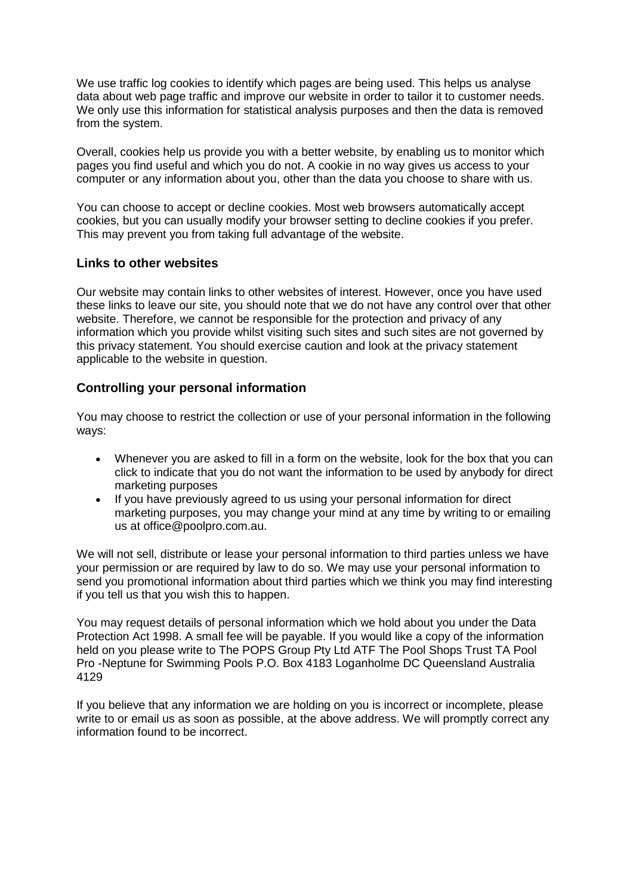We use traffic log cookies to identify which pages are being used. This helps us analyse data about web page traffic and improve our website in order to tailor it to customer needs. We only use this information for statistical analysis purposes and then the data is removed from the system.

Overall, cookies help us provide you with a better website, by enabling us to monitor which pages you find useful and which you do not. A cookie in no way gives us access to your computer or any information about you, other than the data you choose to share with us.

You can choose to accept or decline cookies. Most web browsers automatically accept cookies, but you can usually modify your browser setting to decline cookies if you prefer. This may prevent you from taking full advantage of the website.

### Links to other websites

Our website may contain links to other websites of interest. However, once you have used these links to leave our site, you should note that we do not have any control over that other website. Therefore, we cannot be responsible for the protection and privacy of any information which you provide whilst visiting such sites and such sites are not governed by this privacy statement. You should exercise caution and look at the privacy statement applicable to the website in question.

## Controlling your personal information

You may choose to restrict the collection or use of your personal information in the following ways:

- Whenever you are asked to fill in a form on the website, look for the box that you can click to indicate that you do not want the information to be used by anybody for direct marketing purposes
- If you have previously agreed to us using your personal information for direct marketing purposes, you may change your mind at any time by writing to or emailing us at office@poolpro.com.au.

We will not sell, distribute or lease your personal information to third parties unless we have your permission or are required by law to do so. We may use your personal information to send you promotional information about third parties which we think you may find interesting if you tell us that you wish this to happen.

You may request details of personal information which we hold about you under the Data Protection Act 1998. A small fee will be payable. If you would like a copy of the information held on you please write to The POPS Group Pty Ltd ATF The Pool Shops Trust TA Pool Pro -Neptune for Swimming Pools P.O. Box 4183 Loganholme DC Queensland Australia 4129

If you believe that any information we are holding on you is incorrect or incomplete, please write to or email us as soon as possible, at the above address. We will promptly correct any information found to be incorrect.